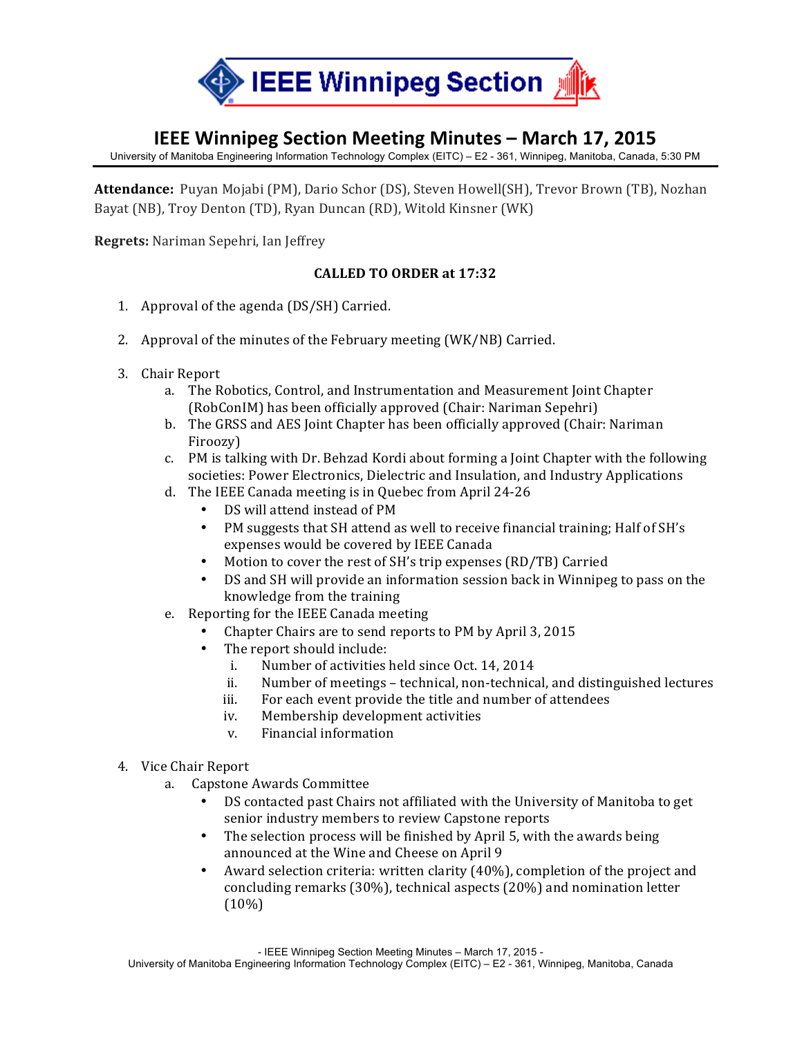# IEEE Winnipeg Section Meeting Minutes – March 17, 2015

University of Manitoba Engineering Information Technology Complex (EITC) – E2 - 361, Winnipeg, Manitoba, Canada, 5:30 PM

**Attendance:** Puyan Mojabi (PM), Dario Schor (DS), Steven Howell(SH), Trevor Brown (TB), Nozhan Bayat (NB), Troy Denton (TD), Ryan Duncan (RD), Witold Kinsner (WK)

**Regrets:** Nariman Sepehri, Ian Jeffrey

**CALLED TO ORDER at 17:32**

1. Approval of the agenda (DS/SH) Carried.

2. Approval of the minutes of the February meeting (WK/NB) Carried.

3. Chair Report
   a. The Robotics, Control, and Instrumentation and Measurement Joint Chapter (RobConIM) has been officially approved (Chair: Nariman Sepehri)
   b. The GRSS and AES Joint Chapter has been officially approved (Chair: Nariman Firoozy)
   c. PM is talking with Dr. Behzad Kordi about forming a Joint Chapter with the following societies: Power Electronics, Dielectric and Insulation, and Industry Applications
   d. The IEEE Canada meeting is in Quebec from April 24-26
      - DS will attend instead of PM
      - PM suggests that SH attend as well to receive financial training; Half of SH's expenses would be covered by IEEE Canada
      - Motion to cover the rest of SH's trip expenses (RD/TB) Carried
      - DS and SH will provide an information session back in Winnipeg to pass on the knowledge from the training
   e. Reporting for the IEEE Canada meeting
      - Chapter Chairs are to send reports to PM by April 3, 2015
      - The report should include:
        i. Number of activities held since Oct. 14, 2014
        ii. Number of meetings – technical, non-technical, and distinguished lectures
        iii. For each event provide the title and number of attendees
        iv. Membership development activities
        v. Financial information

4. Vice Chair Report
   a. Capstone Awards Committee
      - DS contacted past Chairs not affiliated with the University of Manitoba to get senior industry members to review Capstone reports
      - The selection process will be finished by April 5, with the awards being announced at the Wine and Cheese on April 9
      - Award selection criteria: written clarity (40%), completion of the project and concluding remarks (30%), technical aspects (20%) and nomination letter (10%)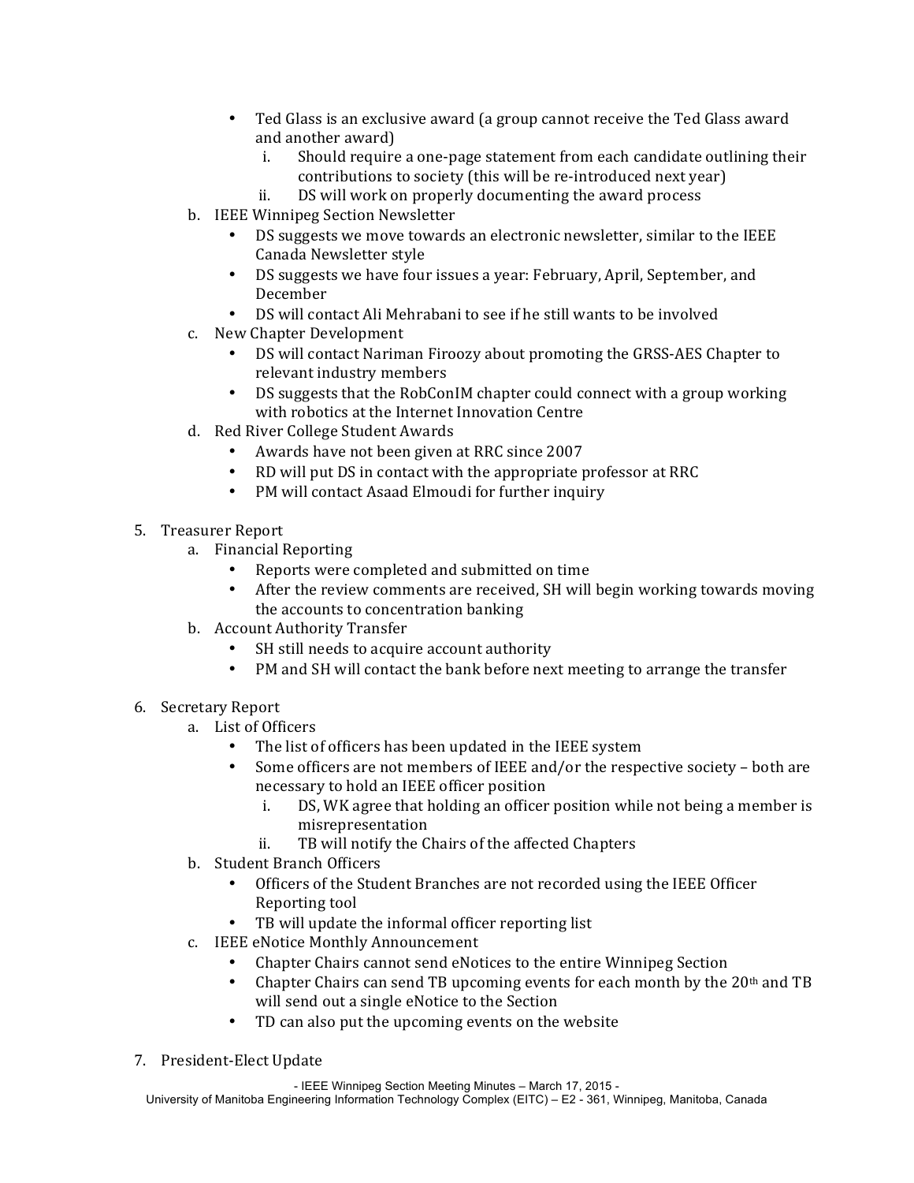- Ted Glass is an exclusive award (a group cannot receive the Ted Glass award and another award)
    i. Should require a one-page statement from each candidate outlining their contributions to society (this will be re-introduced next year)
    ii. DS will work on properly documenting the award process

b. IEEE Winnipeg Section Newsletter
- DS suggests we move towards an electronic newsletter, similar to the IEEE Canada Newsletter style
- DS suggests we have four issues a year: February, April, September, and December
- DS will contact Ali Mehrabani to see if he still wants to be involved

c. New Chapter Development
- DS will contact Nariman Firoozy about promoting the GRSS-AES Chapter to relevant industry members
- DS suggests that the RobConIM chapter could connect with a group working with robotics at the Internet Innovation Centre

d. Red River College Student Awards
- Awards have not been given at RRC since 2007
- RD will put DS in contact with the appropriate professor at RRC
- PM will contact Asaad Elmoudi for further inquiry

5. Treasurer Report

a. Financial Reporting
- Reports were completed and submitted on time
- After the review comments are received, SH will begin working towards moving the accounts to concentration banking

b. Account Authority Transfer
- SH still needs to acquire account authority
- PM and SH will contact the bank before next meeting to arrange the transfer

6. Secretary Report

a. List of Officers
- The list of officers has been updated in the IEEE system
- Some officers are not members of IEEE and/or the respective society – both are necessary to hold an IEEE officer position
    i. DS, WK agree that holding an officer position while not being a member is misrepresentation
    ii. TB will notify the Chairs of the affected Chapters

b. Student Branch Officers
- Officers of the Student Branches are not recorded using the IEEE Officer Reporting tool
- TB will update the informal officer reporting list

c. IEEE eNotice Monthly Announcement
- Chapter Chairs cannot send eNotices to the entire Winnipeg Section
- Chapter Chairs can send TB upcoming events for each month by the 20th and TB will send out a single eNotice to the Section
- TD can also put the upcoming events on the website

7. President-Elect Update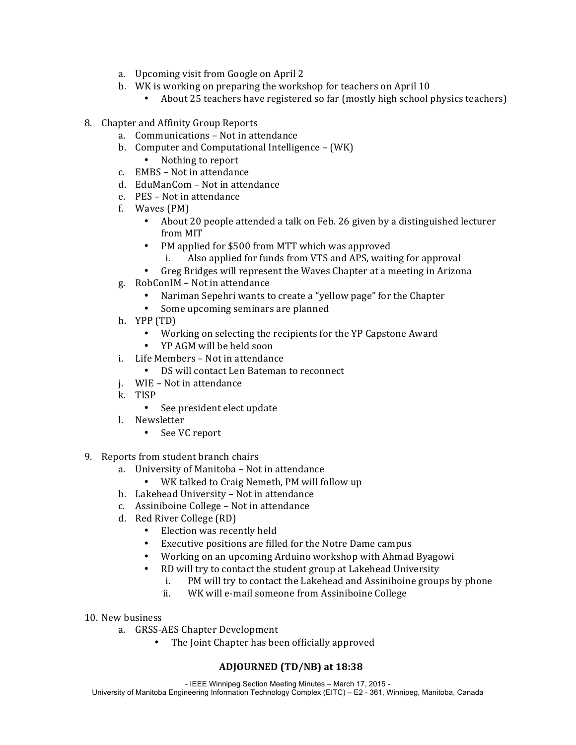a. Upcoming visit from Google on April 2
   b. WK is working on preparing the workshop for teachers on April 10
      - About 25 teachers have registered so far (mostly high school physics teachers)

8. Chapter and Affinity Group Reports
   a. Communications – Not in attendance
   b. Computer and Computational Intelligence – (WK)
      - Nothing to report
   c. EMBS – Not in attendance
   d. EduManCom – Not in attendance
   e. PES – Not in attendance
   f. Waves (PM)
      - About 20 people attended a talk on Feb. 26 given by a distinguished lecturer from MIT
      - PM applied for $500 from MTT which was approved
         i. Also applied for funds from VTS and APS, waiting for approval
      - Greg Bridges will represent the Waves Chapter at a meeting in Arizona
   g. RobConIM – Not in attendance
      - Nariman Sepehri wants to create a "yellow page" for the Chapter
      - Some upcoming seminars are planned
   h. YPP (TD)
      - Working on selecting the recipients for the YP Capstone Award
      - YP AGM will be held soon
   i. Life Members – Not in attendance
      - DS will contact Len Bateman to reconnect
   j. WIE – Not in attendance
   k. TISP
      - See president elect update
   l. Newsletter
      - See VC report

9. Reports from student branch chairs
   a. University of Manitoba – Not in attendance
      - WK talked to Craig Nemeth, PM will follow up
   b. Lakehead University – Not in attendance
   c. Assiniboine College – Not in attendance
   d. Red River College (RD)
      - Election was recently held
      - Executive positions are filled for the Notre Dame campus
      - Working on an upcoming Arduino workshop with Ahmad Byagowi
      - RD will try to contact the student group at Lakehead University
         i. PM will try to contact the Lakehead and Assiniboine groups by phone
         ii. WK will e-mail someone from Assiniboine College

10. New business
    a. GRSS-AES Chapter Development
       - The Joint Chapter has been officially approved

**ADJOURNED (TD/NB) at 18:38**